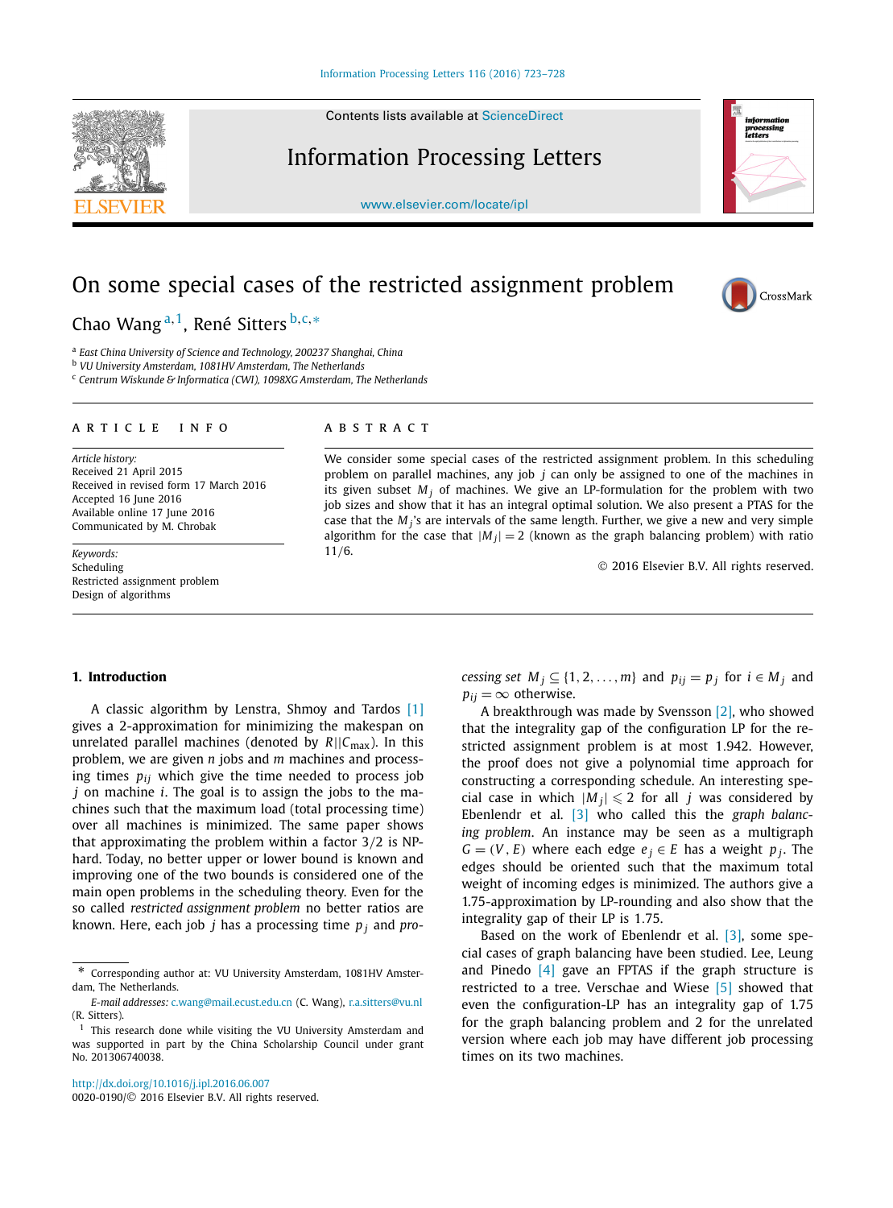# On some special cases of the restricted assignment problem

Chao Wang [a,1], René Sitters [b,c,*]

[a] East China University of Science and Technology, 200237 Shanghai, China
[b] VU University Amsterdam, 1081HV Amsterdam, The Netherlands
[c] Centrum Wiskunde & Informatica (CWI), 1098XG Amsterdam, The Netherlands

**ARTICLE INFO**

*Article history:*
Received 21 April 2015
Received in revised form 17 March 2016
Accepted 16 June 2016
Available online 17 June 2016
Communicated by M. Chrobak

*Keywords:*
Scheduling
Restricted assignment problem
Design of algorithms

**ABSTRACT**

We consider some special cases of the restricted assignment problem. In this scheduling problem on parallel machines, any job $j$ can only be assigned to one of the machines in its given subset $M_j$ of machines. We give an LP-formulation for the problem with two job sizes and show that it has an integral optimal solution. We also present a PTAS for the case that the $M_j$'s are intervals of the same length. Further, we give a new and very simple algorithm for the case that $|M_j| = 2$ (known as the graph balancing problem) with ratio 11/6.

© 2016 Elsevier B.V. All rights reserved.

## 1. Introduction

A classic algorithm by Lenstra, Shmoy and Tardos [1] gives a 2-approximation for minimizing the makespan on unrelated parallel machines (denoted by $R||C_{\max}$). In this problem, we are given $n$ jobs and $m$ machines and processing times $p_{ij}$ which give the time needed to process job $j$ on machine $i$. The goal is to assign the jobs to the machines such that the maximum load (total processing time) over all machines is minimized. The same paper shows that approximating the problem within a factor 3/2 is NP-hard. Today, no better upper or lower bound is known and improving one of the two bounds is considered one of the main open problems in the scheduling theory. Even for the so called *restricted assignment problem* no better ratios are known. Here, each job $j$ has a processing time $p_j$ and *processing set* $M_j \subseteq \{1, 2, \ldots, m\}$ and $p_{ij} = p_j$ for $i \in M_j$ and $p_{ij} = \infty$ otherwise.

A breakthrough was made by Svensson [2], who showed that the integrality gap of the configuration LP for the restricted assignment problem is at most 1.942. However, the proof does not give a polynomial time approach for constructing a corresponding schedule. An interesting special case in which $|M_j| \leqslant 2$ for all $j$ was considered by Ebenlendr et al. [3] who called this the *graph balancing problem*. An instance may be seen as a multigraph $G = (V, E)$ where each edge $e_j \in E$ has a weight $p_j$. The edges should be oriented such that the maximum total weight of incoming edges is minimized. The authors give a 1.75-approximation by LP-rounding and also show that the integrality gap of their LP is 1.75.

Based on the work of Ebenlendr et al. [3], some special cases of graph balancing have been studied. Lee, Leung and Pinedo [4] gave an FPTAS if the graph structure is restricted to a tree. Verschae and Wiese [5] showed that even the configuration-LP has an integrality gap of 1.75 for the graph balancing problem and 2 for the unrelated version where each job may have different job processing times on its two machines.

---

* Corresponding author at: VU University Amsterdam, 1081HV Amsterdam, The Netherlands.

*E-mail addresses:* c.wang@mail.ecust.edu.cn (C. Wang), r.a.sitters@vu.nl (R. Sitters).

1 This research done while visiting the VU University Amsterdam and was supported in part by the China Scholarship Council under grant No. 201306740038.

http://dx.doi.org/10.1016/j.ipl.2016.06.007
0020-0190/© 2016 Elsevier B.V. All rights reserved.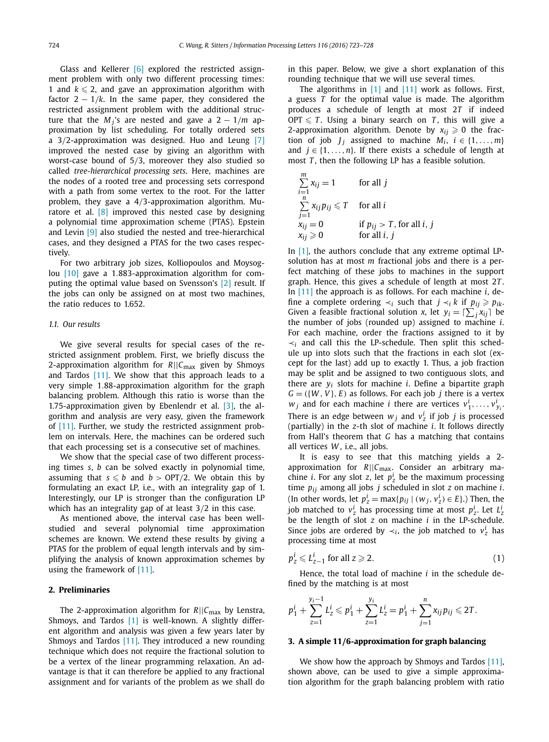Glass and Kellerer [6] explored the restricted assignment problem with only two different processing times: 1 and $k \leqslant 2$, and gave an approximation algorithm with factor $2 - 1/k$. In the same paper, they considered the restricted assignment problem with the additional structure that the $M_j$'s are nested and gave a $2 - 1/m$ approximation by list scheduling. For totally ordered sets a 3/2-approximation was designed. Huo and Leung [7] improved the nested case by giving an algorithm with worst-case bound of 5/3, moreover they also studied so called *tree-hierarchical processing sets*. Here, machines are the nodes of a rooted tree and processing sets correspond with a path from some vertex to the root. For the latter problem, they gave a 4/3-approximation algorithm. Muratore et al. [8] improved this nested case by designing a polynomial time approximation scheme (PTAS). Epstein and Levin [9] also studied the nested and tree-hierarchical cases, and they designed a PTAS for the two cases respectively.

For two arbitrary job sizes, Kolliopoulos and Moysoglou [10] gave a 1.883-approximation algorithm for computing the optimal value based on Svensson's [2] result. If the jobs can only be assigned on at most two machines, the ratio reduces to 1.652.

### 1.1. Our results

We give several results for special cases of the restricted assignment problem. First, we briefly discuss the 2-approximation algorithm for $R||C_{\max}$ given by Shmoys and Tardos [11]. We show that this approach leads to a very simple 1.88-approximation algorithm for the graph balancing problem. Although this ratio is worse than the 1.75-approximation given by Ebenlendr et al. [3], the algorithm and analysis are very easy, given the framework of [11]. Further, we study the restricted assignment problem on intervals. Here, the machines can be ordered such that each processing set is a consecutive set of machines.

We show that the special case of two different processing times $s, b$ can be solved exactly in polynomial time, assuming that $s \leqslant b$ and $b > \text{OPT}/2$. We obtain this by formulating an exact LP, i.e., with an integrality gap of 1. Interestingly, our LP is stronger than the configuration LP which has an integrality gap of at least 3/2 in this case.

As mentioned above, the interval case has been well-studied and several polynomial time approximation schemes are known. We extend these results by giving a PTAS for the problem of equal length intervals and by simplifying the analysis of known approximation schemes by using the framework of [11].

## 2. Preliminaries

The 2-approximation algorithm for $R||C_{\max}$ by Lenstra, Shmoys, and Tardos [1] is well-known. A slightly different algorithm and analysis was given a few years later by Shmoys and Tardos [11]. They introduced a new rounding technique which does not require the fractional solution to be a vertex of the linear programming relaxation. An advantage is that it can therefore be applied to any fractional assignment and for variants of the problem as we shall do in this paper. Below, we give a short explanation of this rounding technique that we will use several times.

The algorithms in [1] and [11] work as follows. First, a guess $T$ for the optimal value is made. The algorithm produces a schedule of length at most $2T$ if indeed $\text{OPT} \leqslant T$. Using a binary search on $T$, this will give a 2-approximation algorithm. Denote by $x_{ij} \geqslant 0$ the fraction of job $J_j$ assigned to machine $M_i$, $i \in \{1, \dots, m\}$ and $j \in \{1, \dots, n\}$. If there exists a schedule of length at most $T$, then the following LP has a feasible solution.

$$
\begin{aligned}
&\sum_{i=1}^{m} x_{ij} = 1 && \text{for all } j \\
&\sum_{j=1}^{n} x_{ij} p_{ij} \leqslant T && \text{for all } i \\
&x_{ij} = 0 && \text{if } p_{ij} > T, \text{ for all } i, j \\
&x_{ij} \geqslant 0 && \text{for all } i, j
\end{aligned}
$$

In [1], the authors conclude that any extreme optimal LP-solution has at most $m$ fractional jobs and there is a perfect matching of these jobs to machines in the support graph. Hence, this gives a schedule of length at most $2T$. In [11] the approach is as follows. For each machine $i$, define a complete ordering $\prec_i$ such that $j \prec_i k$ if $p_{ij} \geqslant p_{ik}$. Given a feasible fractional solution $x$, let $y_i = \lceil \sum_j x_{ij} \rceil$ be the number of jobs (rounded up) assigned to machine $i$. For each machine, order the fractions assigned to it by $\prec_i$ and call this the LP-schedule. Then split this schedule up into slots such that the fractions in each slot (except for the last) add up to exactly 1. Thus, a job fraction may be split and be assigned to two contiguous slots, and there are $y_i$ slots for machine $i$. Define a bipartite graph $G = (\{W, V\}, E)$ as follows. For each job $j$ there is a vertex $w_j$ and for each machine $i$ there are vertices $v_1^i, \dots, v_{y_i}^i$. There is an edge between $w_j$ and $v_z^i$ if job $j$ is processed (partially) in the $z$-th slot of machine $i$. It follows directly from Hall's theorem that $G$ has a matching that contains all vertices $W$, i.e., all jobs.

It is easy to see that this matching yields a 2-approximation for $R||C_{\max}$. Consider an arbitrary machine $i$. For any slot $z$, let $p_z^i$ be the maximum processing time $p_{ij}$ among all jobs $j$ scheduled in slot $z$ on machine $i$. (In other words, let $p_z^i = \max\{p_{ij} \mid (w_j, v_z^i) \in E\}$.) Then, the job matched to $v_z^i$ has processing time at most $p_z^i$. Let $L_z^i$ be the length of slot $z$ on machine $i$ in the LP-schedule. Since jobs are ordered by $\prec_i$, the job matched to $v_z^i$ has processing time at most

$$
p_z^i \leqslant L_{z-1}^i \text{ for all } z \geqslant 2. \tag{1}
$$

Hence, the total load of machine $i$ in the schedule defined by the matching is at most

$$
p_1^i + \sum_{z=1}^{y_i - 1} L_z^i \leqslant p_1^i + \sum_{z=1}^{y_i} L_z^i = p_1^i + \sum_{j=1}^{n} x_{ij} p_{ij} \leqslant 2T.
$$

## 3. A simple 11/6-approximation for graph balancing

We show how the approach by Shmoys and Tardos [11], shown above, can be used to give a simple approximation algorithm for the graph balancing problem with ratio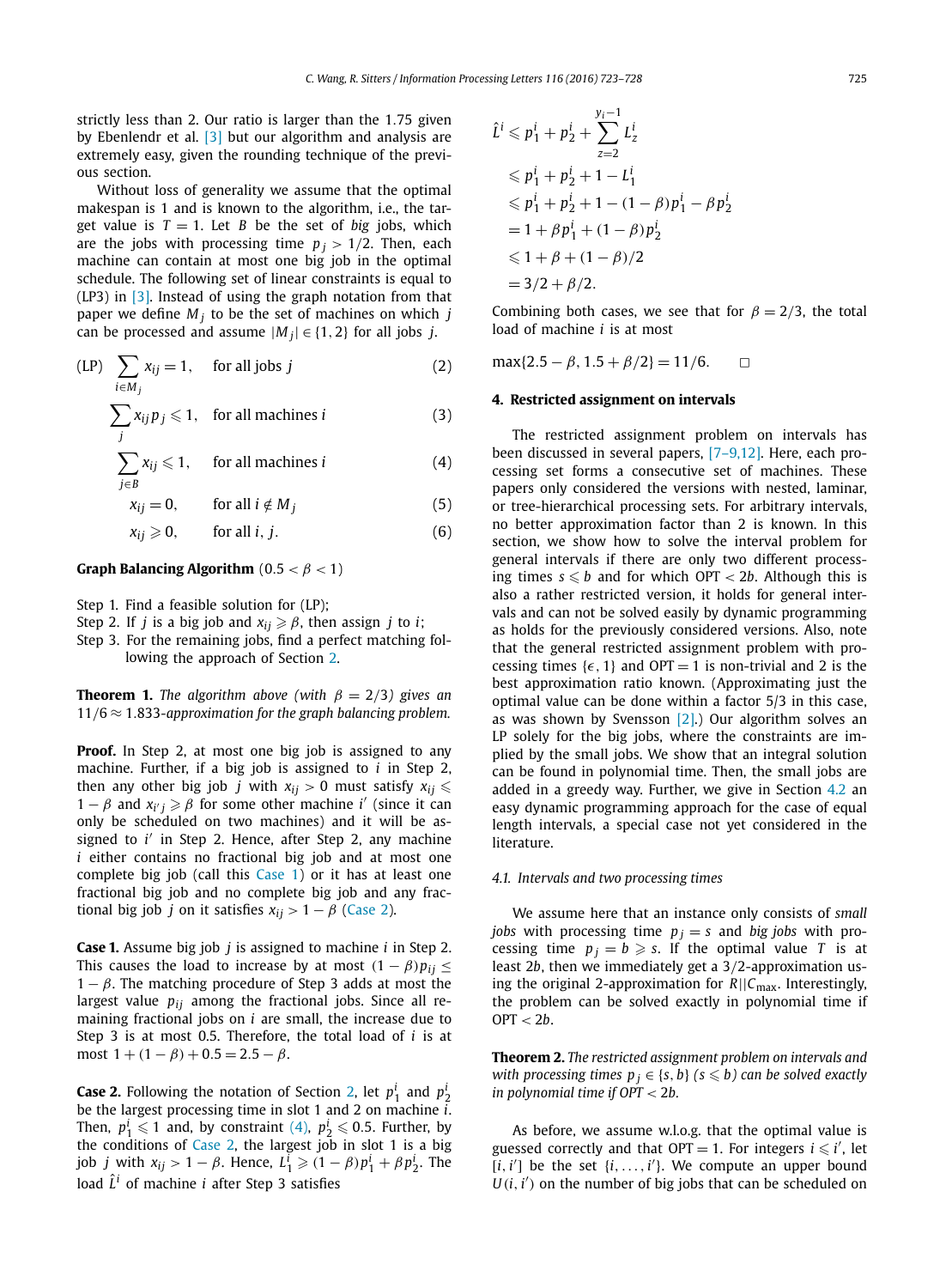strictly less than 2. Our ratio is larger than the 1.75 given by Ebenlendr et al. [3] but our algorithm and analysis are extremely easy, given the rounding technique of the previous section.

Without loss of generality we assume that the optimal makespan is 1 and is known to the algorithm, i.e., the target value is $T = 1$. Let $B$ be the set of *big* jobs, which are the jobs with processing time $p_j > 1/2$. Then, each machine can contain at most one big job in the optimal schedule. The following set of linear constraints is equal to (LP3) in [3]. Instead of using the graph notation from that paper we define $M_j$ to be the set of machines on which $j$ can be processed and assume $|M_j| \in \{1, 2\}$ for all jobs $j$.

$$
\begin{aligned}
\text{(LP)} \quad & \sum_{i \in M_j} x_{ij} = 1, && \text{for all jobs } j && (2)\\
& \sum_{j} x_{ij} p_j \leqslant 1, && \text{for all machines } i && (3)\\
& \sum_{j \in B} x_{ij} \leqslant 1, && \text{for all machines } i && (4)\\
& x_{ij} = 0, && \text{for all } i \notin M_j && (5)\\
& x_{ij} \geqslant 0, && \text{for all } i, j. && (6)
\end{aligned}
$$

**Graph Balancing Algorithm** $(0.5 < \beta < 1)$

Step 1. Find a feasible solution for (LP);
Step 2. If $j$ is a big job and $x_{ij} \geqslant \beta$, then assign $j$ to $i$;
Step 3. For the remaining jobs, find a perfect matching following the approach of Section 2.

**Theorem 1.** *The algorithm above (with $\beta = 2/3$) gives an $11/6 \approx 1.833$-approximation for the graph balancing problem.*

**Proof.** In Step 2, at most one big job is assigned to any machine. Further, if a big job is assigned to $i$ in Step 2, then any other big job $j$ with $x_{ij} > 0$ must satisfy $x_{ij} \leqslant 1 - \beta$ and $x_{i'j} \geqslant \beta$ for some other machine $i'$ (since it can only be scheduled on two machines) and it will be assigned to $i'$ in Step 2. Hence, after Step 2, any machine $i$ either contains no fractional big job and at most one complete big job (call this Case 1) or it has at least one fractional big job and no complete big job and any fractional big job $j$ on it satisfies $x_{ij} > 1 - \beta$ (Case 2).

**Case 1.** Assume big job $j$ is assigned to machine $i$ in Step 2. This causes the load to increase by at most $(1 - \beta)p_{ij} \leq 1 - \beta$. The matching procedure of Step 3 adds at most the largest value $p_{ij}$ among the fractional jobs. Since all remaining fractional jobs on $i$ are small, the increase due to Step 3 is at most 0.5. Therefore, the total load of $i$ is at most $1 + (1 - \beta) + 0.5 = 2.5 - \beta$.

**Case 2.** Following the notation of Section 2, let $p_1^i$ and $p_2^i$ be the largest processing time in slot 1 and 2 on machine $i$. Then, $p_1^i \leqslant 1$ and, by constraint (4), $p_2^i \leqslant 0.5$. Further, by the conditions of Case 2, the largest job in slot 1 is a big job $j$ with $x_{ij} > 1 - \beta$. Hence, $L_1^i \geqslant (1 - \beta)p_1^i + \beta p_2^i$. The load $\hat{L}^i$ of machine $i$ after Step 3 satisfies

$$
\begin{aligned}
\hat{L}^i &\leqslant p_1^i + p_2^i + \sum_{z=2}^{y_i - 1} L_z^i\\
&\leqslant p_1^i + p_2^i + 1 - L_1^i\\
&\leqslant p_1^i + p_2^i + 1 - (1 - \beta)p_1^i - \beta p_2^i\\
&= 1 + \beta p_1^i + (1 - \beta)p_2^i\\
&\leqslant 1 + \beta + (1 - \beta)/2\\
&= 3/2 + \beta/2.
\end{aligned}
$$

Combining both cases, we see that for $\beta = 2/3$, the total load of machine $i$ is at most

$$\max\{2.5 - \beta, 1.5 + \beta/2\} = 11/6. \qquad \square$$

## 4. Restricted assignment on intervals

The restricted assignment problem on intervals has been discussed in several papers, [7–9,12]. Here, each processing set forms a consecutive set of machines. These papers only considered the versions with nested, laminar, or tree-hierarchical processing sets. For arbitrary intervals, no better approximation factor than 2 is known. In this section, we show how to solve the interval problem for general intervals if there are only two different processing times $s \leqslant b$ and for which OPT $< 2b$. Although this is also a rather restricted version, it holds for general intervals and can not be solved easily by dynamic programming as holds for the previously considered versions. Also, note that the general restricted assignment problem with processing times $\{\epsilon, 1\}$ and OPT $= 1$ is non-trivial and 2 is the best approximation ratio known. (Approximating just the optimal value can be done within a factor 5/3 in this case, as was shown by Svensson [2].) Our algorithm solves an LP solely for the big jobs, where the constraints are implied by the small jobs. We show that an integral solution can be found in polynomial time. Then, the small jobs are added in a greedy way. Further, we give in Section 4.2 an easy dynamic programming approach for the case of equal length intervals, a special case not yet considered in the literature.

### 4.1. Intervals and two processing times

We assume here that an instance only consists of *small jobs* with processing time $p_j = s$ and *big jobs* with processing time $p_j = b \geqslant s$. If the optimal value $T$ is at least $2b$, then we immediately get a 3/2-approximation using the original 2-approximation for $R||C_{\max}$. Interestingly, the problem can be solved exactly in polynomial time if OPT $< 2b$.

**Theorem 2.** *The restricted assignment problem on intervals and with processing times $p_j \in \{s, b\}$ $(s \leqslant b)$ can be solved exactly in polynomial time if OPT $< 2b$.*

As before, we assume w.l.o.g. that the optimal value is guessed correctly and that OPT $= 1$. For integers $i \leqslant i'$, let $[i, i']$ be the set $\{i, \ldots, i'\}$. We compute an upper bound $U(i, i')$ on the number of big jobs that can be scheduled on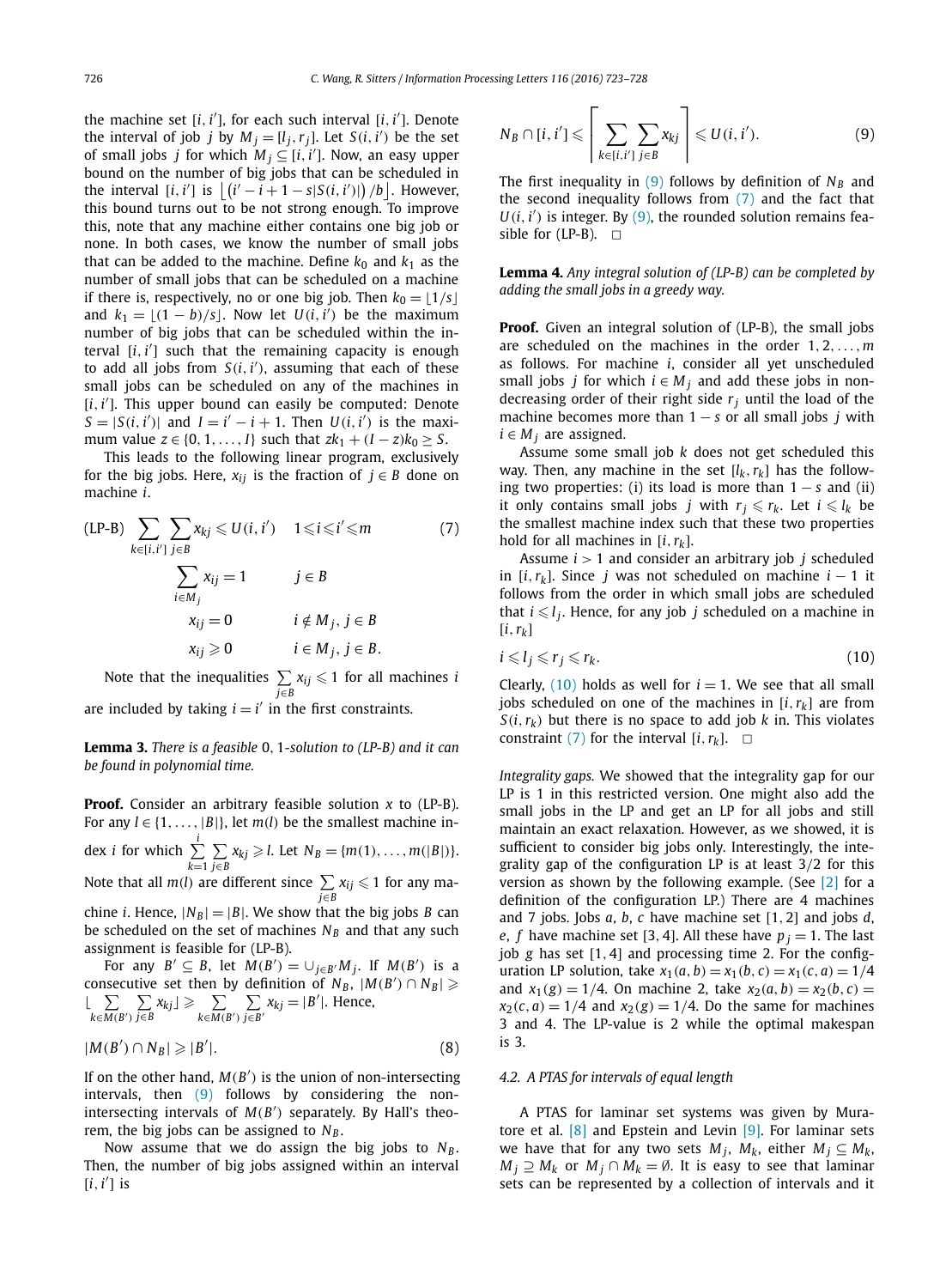the machine set $[i, i']$, for each such interval $[i, i']$. Denote the interval of job $j$ by $M_j = [l_j, r_j]$. Let $S(i, i')$ be the set of small jobs $j$ for which $M_j \subseteq [i, i']$. Now, an easy upper bound on the number of big jobs that can be scheduled in the interval $[i, i']$ is $\lfloor (i' - i + 1 - s|S(i, i')|) / b \rfloor$. However, this bound turns out to be not strong enough. To improve this, note that any machine either contains one big job or none. In both cases, we know the number of small jobs that can be added to the machine. Define $k_0$ and $k_1$ as the number of small jobs that can be scheduled on a machine if there is, respectively, no or one big job. Then $k_0 = \lfloor 1/s \rfloor$ and $k_1 = \lfloor (1-b)/s \rfloor$. Now let $U(i, i')$ be the maximum number of big jobs that can be scheduled within the interval $[i, i']$ such that the remaining capacity is enough to add all jobs from $S(i, i')$, assuming that each of these small jobs can be scheduled on any of the machines in $[i, i']$. This upper bound can easily be computed: Denote $S = |S(i, i')|$ and $I = i' - i + 1$. Then $U(i, i')$ is the maximum value $z \in \{0, 1, \ldots, I\}$ such that $zk_1 + (I - z)k_0 \geq S$.

This leads to the following linear program, exclusively for the big jobs. Here, $x_{ij}$ is the fraction of $j \in B$ done on machine $i$.

$$
\text{(LP-B)} \quad \sum_{k \in [i,i']} \sum_{j \in B} x_{kj} \leqslant U(i, i') \qquad 1 \leqslant i \leqslant i' \leqslant m \tag{7}
$$

$$
\sum_{i \in M_j} x_{ij} = 1 \qquad j \in B
$$

$$
x_{ij} = 0 \qquad i \notin M_j,\ j \in B
$$

$$
x_{ij} \geqslant 0 \qquad i \in M_j,\ j \in B.
$$

Note that the inequalities $\sum_{j \in B} x_{ij} \leqslant 1$ for all machines $i$ are included by taking $i = i'$ in the first constraints.

**Lemma 3.** *There is a feasible* 0, 1*-solution to (LP-B) and it can be found in polynomial time.*

**Proof.** Consider an arbitrary feasible solution $x$ to (LP-B). For any $l \in \{1, \ldots, |B|\}$, let $m(l)$ be the smallest machine index $i$ for which $\sum_{k=1}^{i} \sum_{j \in B} x_{kj} \geqslant l$. Let $N_B = \{m(1), \ldots, m(|B|)\}$. Note that all $m(l)$ are different since $\sum_{j \in B} x_{ij} \leqslant 1$ for any machine $i$. Hence, $|N_B| = |B|$. We show that the big jobs $B$ can be scheduled on the set of machines $N_B$ and that any such assignment is feasible for (LP-B).

For any $B' \subseteq B$, let $M(B') = \cup_{j \in B'} M_j$. If $M(B')$ is a consecutive set then by definition of $N_B$, $|M(B') \cap N_B| \geqslant \lfloor \sum_{k \in M(B')} \sum_{j \in B} x_{kj} \rfloor \geqslant \sum_{k \in M(B')} \sum_{j \in B'} x_{kj} = |B'|$. Hence,

$$
|M(B') \cap N_B| \geqslant |B'|. \tag{8}
$$

If on the other hand, $M(B')$ is the union of non-intersecting intervals, then (9) follows by considering the non-intersecting intervals of $M(B')$ separately. By Hall's theorem, the big jobs can be assigned to $N_B$.

Now assume that we do assign the big jobs to $N_B$. Then, the number of big jobs assigned within an interval $[i, i']$ is

$$
N_B \cap [i, i'] \leqslant \left\lceil \sum_{k \in [i,i']} \sum_{j \in B} x_{kj} \right\rceil \leqslant U(i, i'). \tag{9}
$$

The first inequality in (9) follows by definition of $N_B$ and the second inequality follows from (7) and the fact that $U(i, i')$ is integer. By (9), the rounded solution remains feasible for (LP-B). $\square$

**Lemma 4.** *Any integral solution of (LP-B) can be completed by adding the small jobs in a greedy way.*

**Proof.** Given an integral solution of (LP-B), the small jobs are scheduled on the machines in the order $1, 2, \ldots, m$ as follows. For machine $i$, consider all yet unscheduled small jobs $j$ for which $i \in M_j$ and add these jobs in non-decreasing order of their right side $r_j$ until the load of the machine becomes more than $1 - s$ or all small jobs $j$ with $i \in M_j$ are assigned.

Assume some small job $k$ does not get scheduled this way. Then, any machine in the set $[l_k, r_k]$ has the following two properties: (i) its load is more than $1 - s$ and (ii) it only contains small jobs $j$ with $r_j \leqslant r_k$. Let $i \leqslant l_k$ be the smallest machine index such that these two properties hold for all machines in $[i, r_k]$.

Assume $i > 1$ and consider an arbitrary job $j$ scheduled in $[i, r_k]$. Since $j$ was not scheduled on machine $i - 1$ it follows from the order in which small jobs are scheduled that $i \leqslant l_j$. Hence, for any job $j$ scheduled on a machine in $[i, r_k]$

$$
i \leqslant l_j \leqslant r_j \leqslant r_k. \tag{10}
$$

Clearly, (10) holds as well for $i = 1$. We see that all small jobs scheduled on one of the machines in $[i, r_k]$ are from $S(i, r_k)$ but there is no space to add job $k$ in. This violates constraint (7) for the interval $[i, r_k]$. $\square$

*Integrality gaps.* We showed that the integrality gap for our LP is 1 in this restricted version. One might also add the small jobs in the LP and get an LP for all jobs and still maintain an exact relaxation. However, as we showed, it is sufficient to consider big jobs only. Interestingly, the integrality gap of the configuration LP is at least 3/2 for this version as shown by the following example. (See [2] for a definition of the configuration LP.) There are 4 machines and 7 jobs. Jobs $a$, $b$, $c$ have machine set $[1, 2]$ and jobs $d$, $e$, $f$ have machine set $[3, 4]$. All these have $p_j = 1$. The last job $g$ has set $[1, 4]$ and processing time 2. For the configuration LP solution, take $x_1(a, b) = x_1(b, c) = x_1(c, a) = 1/4$ and $x_1(g) = 1/4$. On machine 2, take $x_2(a, b) = x_2(b, c) = x_2(c, a) = 1/4$ and $x_2(g) = 1/4$. Do the same for machines 3 and 4. The LP-value is 2 while the optimal makespan is 3.

### 4.2. A PTAS for intervals of equal length

A PTAS for laminar set systems was given by Muratore et al. [8] and Epstein and Levin [9]. For laminar sets we have that for any two sets $M_j$, $M_k$, either $M_j \subseteq M_k$, $M_j \supseteq M_k$ or $M_j \cap M_k = \emptyset$. It is easy to see that laminar sets can be represented by a collection of intervals and it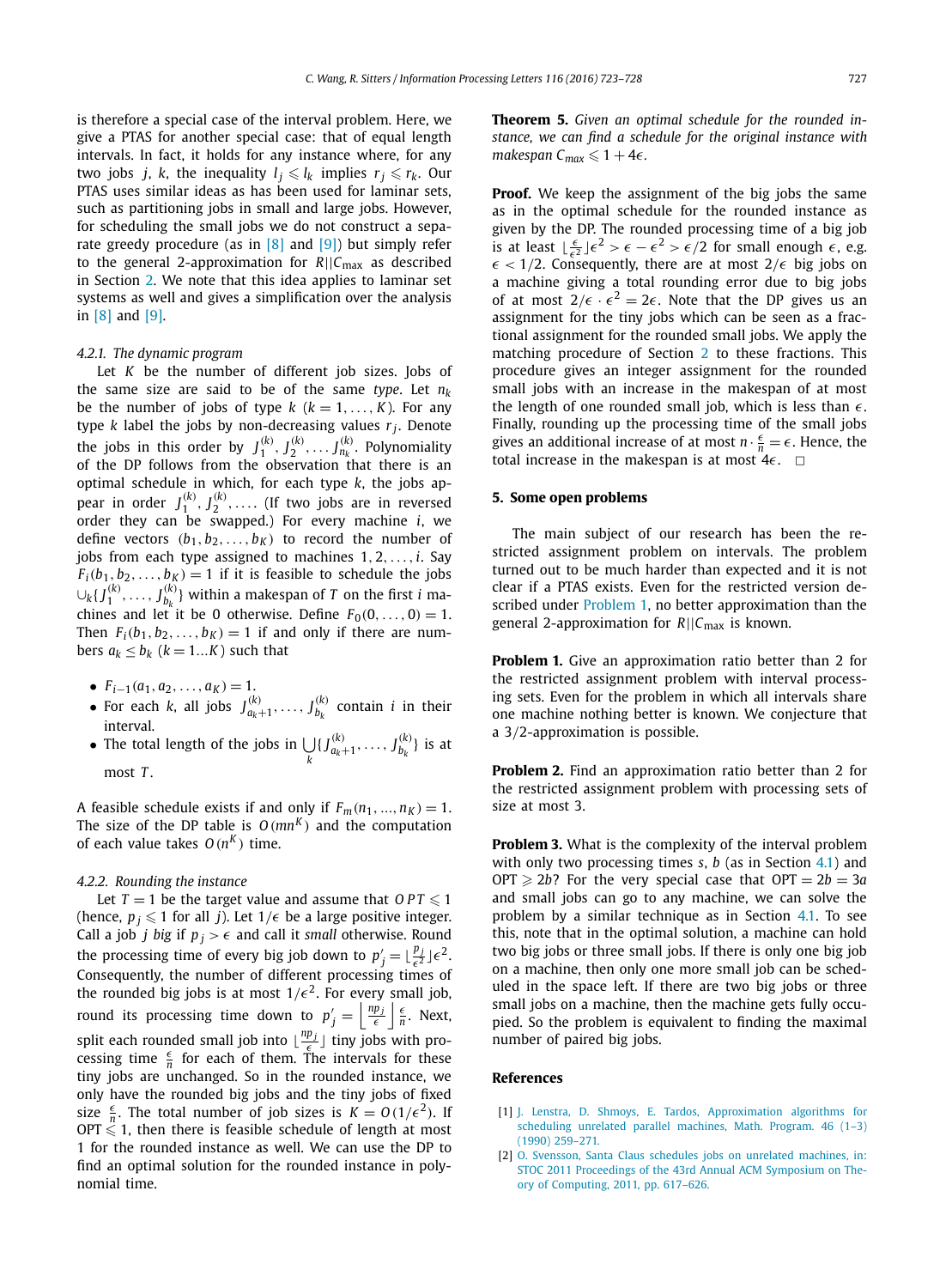is therefore a special case of the interval problem. Here, we give a PTAS for another special case: that of equal length intervals. In fact, it holds for any instance where, for any two jobs $j$, $k$, the inequality $l_j \leqslant l_k$ implies $r_j \leqslant r_k$. Our PTAS uses similar ideas as has been used for laminar sets, such as partitioning jobs in small and large jobs. However, for scheduling the small jobs we do not construct a separate greedy procedure (as in [8] and [9]) but simply refer to the general 2-approximation for $R||C_{\max}$ as described in Section 2. We note that this idea applies to laminar set systems as well and gives a simplification over the analysis in [8] and [9].

#### 4.2.1. The dynamic program

Let $K$ be the number of different job sizes. Jobs of the same size are said to be of the same *type*. Let $n_k$ be the number of jobs of type $k$ ($k = 1, \ldots, K$). For any type $k$ label the jobs by non-decreasing values $r_j$. Denote the jobs in this order by $J_1^{(k)}, J_2^{(k)}, \ldots J_{n_k}^{(k)}$. Polynomiality of the DP follows from the observation that there is an optimal schedule in which, for each type $k$, the jobs appear in order $J_1^{(k)}, J_2^{(k)}, \ldots$. (If two jobs are in reversed order they can be swapped.) For every machine $i$, we define vectors $(b_1, b_2, \ldots, b_K)$ to record the number of jobs from each type assigned to machines $1, 2, \ldots, i$. Say $F_i(b_1, b_2, \ldots, b_K) = 1$ if it is feasible to schedule the jobs $\cup_k\{J_1^{(k)}, \ldots, J_{b_k}^{(k)}\}$ within a makespan of $T$ on the first $i$ machines and let it be 0 otherwise. Define $F_0(0, \ldots, 0) = 1$. Then $F_i(b_1, b_2, \ldots, b_K) = 1$ if and only if there are numbers $a_k \leq b_k$ ($k = 1 \ldots K$) such that

- $F_{i-1}(a_1, a_2, \ldots, a_K) = 1$.
- For each $k$, all jobs $J_{a_k+1}^{(k)}, \ldots, J_{b_k}^{(k)}$ contain $i$ in their interval.
- The total length of the jobs in $\bigcup_k \{J_{a_k+1}^{(k)}, \ldots, J_{b_k}^{(k)}\}$ is at most $T$.

A feasible schedule exists if and only if $F_m(n_1, \ldots, n_K) = 1$. The size of the DP table is $O(mn^K)$ and the computation of each value takes $O(n^K)$ time.

#### 4.2.2. Rounding the instance

Let $T = 1$ be the target value and assume that $OPT \leqslant 1$ (hence, $p_j \leqslant 1$ for all $j$). Let $1/\epsilon$ be a large positive integer. Call a job $j$ *big* if $p_j > \epsilon$ and call it *small* otherwise. Round the processing time of every big job down to $p'_j = \lfloor \frac{p_j}{\epsilon^2} \rfloor \epsilon^2$. Consequently, the number of different processing times of the rounded big jobs is at most $1/\epsilon^2$. For every small job, round its processing time down to $p'_j = \left\lfloor \frac{np_j}{\epsilon} \right\rfloor \frac{\epsilon}{n}$. Next, split each rounded small job into $\lfloor \frac{np_j}{\epsilon} \rfloor$ tiny jobs with processing time $\frac{\epsilon}{n}$ for each of them. The intervals for these tiny jobs are unchanged. So in the rounded instance, we only have the rounded big jobs and the tiny jobs of fixed size $\frac{\epsilon}{n}$. The total number of job sizes is $K = O(1/\epsilon^2)$. If OPT $\leqslant 1$, then there is feasible schedule of length at most 1 for the rounded instance as well. We can use the DP to find an optimal solution for the rounded instance in polynomial time.

**Theorem 5.** *Given an optimal schedule for the rounded instance, we can find a schedule for the original instance with makespan $C_{max} \leqslant 1 + 4\epsilon$.*

**Proof.** We keep the assignment of the big jobs the same as in the optimal schedule for the rounded instance as given by the DP. The rounded processing time of a big job is at least $\lfloor \frac{\epsilon}{\epsilon^2} \rfloor \epsilon^2 > \epsilon - \epsilon^2 > \epsilon/2$ for small enough $\epsilon$, e.g. $\epsilon < 1/2$. Consequently, there are at most $2/\epsilon$ big jobs on a machine giving a total rounding error due to big jobs of at most $2/\epsilon \cdot \epsilon^2 = 2\epsilon$. Note that the DP gives us an assignment for the tiny jobs which can be seen as a fractional assignment for the rounded small jobs. We apply the matching procedure of Section 2 to these fractions. This procedure gives an integer assignment for the rounded small jobs with an increase in the makespan of at most the length of one rounded small job, which is less than $\epsilon$. Finally, rounding up the processing time of the small jobs gives an additional increase of at most $n \cdot \frac{\epsilon}{n} = \epsilon$. Hence, the total increase in the makespan is at most $4\epsilon$. $\square$

## 5. Some open problems

The main subject of our research has been the restricted assignment problem on intervals. The problem turned out to be much harder than expected and it is not clear if a PTAS exists. Even for the restricted version described under Problem 1, no better approximation than the general 2-approximation for $R||C_{\max}$ is known.

**Problem 1.** Give an approximation ratio better than 2 for the restricted assignment problem with interval processing sets. Even for the problem in which all intervals share one machine nothing better is known. We conjecture that a 3/2-approximation is possible.

**Problem 2.** Find an approximation ratio better than 2 for the restricted assignment problem with processing sets of size at most 3.

**Problem 3.** What is the complexity of the interval problem with only two processing times $s$, $b$ (as in Section 4.1) and OPT $\geqslant 2b$? For the very special case that OPT $= 2b = 3a$ and small jobs can go to any machine, we can solve the problem by a similar technique as in Section 4.1. To see this, note that in the optimal solution, a machine can hold two big jobs or three small jobs. If there is only one big job on a machine, then only one more small job can be scheduled in the space left. If there are two big jobs or three small jobs on a machine, then the machine gets fully occupied. So the problem is equivalent to finding the maximal number of paired big jobs.

## References

[1] J. Lenstra, D. Shmoys, E. Tardos, Approximation algorithms for scheduling unrelated parallel machines, Math. Program. 46 (1–3) (1990) 259–271.

[2] O. Svensson, Santa Claus schedules jobs on unrelated machines, in: STOC 2011 Proceedings of the 43rd Annual ACM Symposium on Theory of Computing, 2011, pp. 617–626.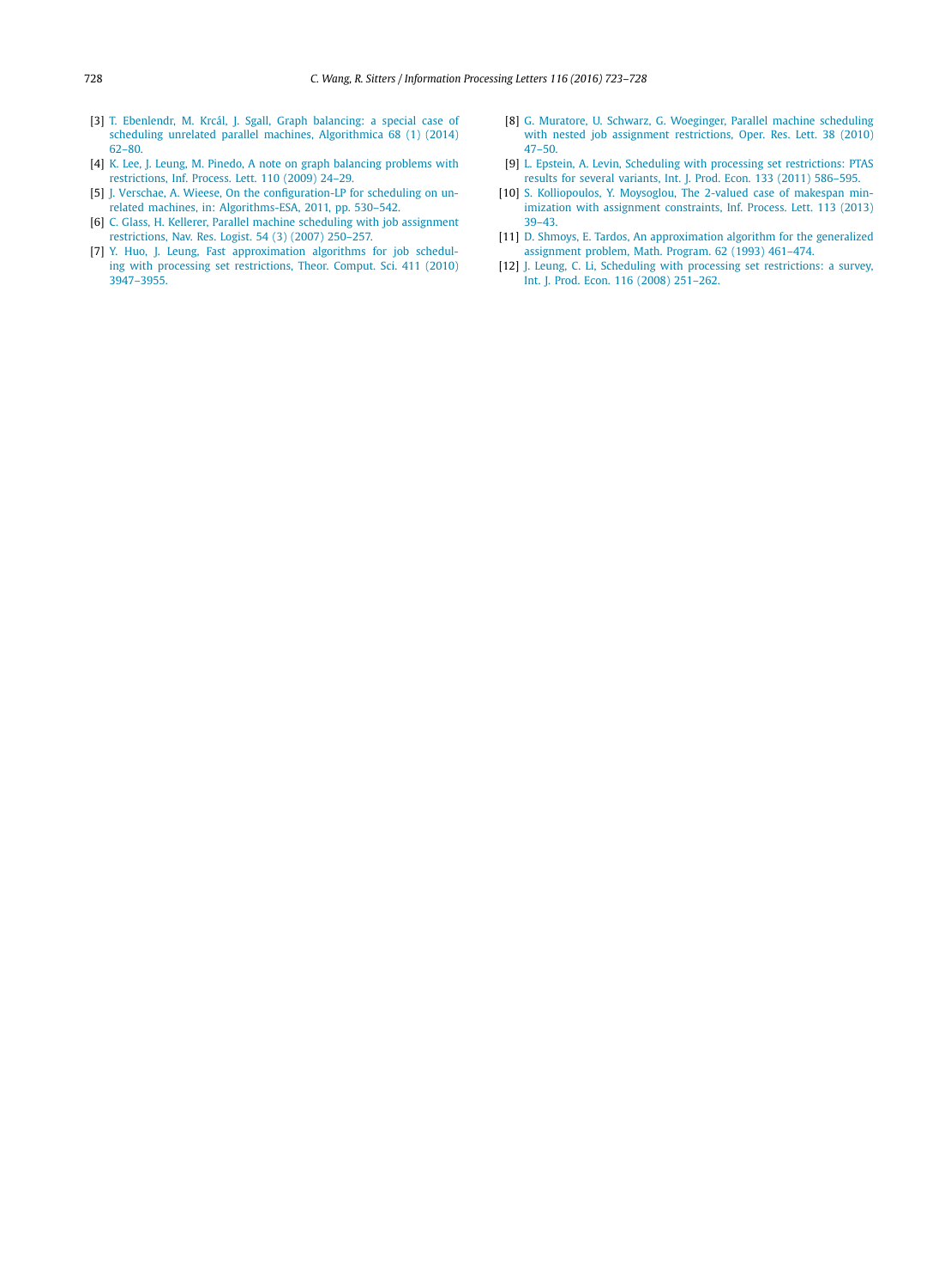[3] T. Ebenlendr, M. Krcál, J. Sgall, Graph balancing: a special case of scheduling unrelated parallel machines, Algorithmica 68 (1) (2014) 62–80.

[4] K. Lee, J. Leung, M. Pinedo, A note on graph balancing problems with restrictions, Inf. Process. Lett. 110 (2009) 24–29.

[5] J. Verschae, A. Wieese, On the configuration-LP for scheduling on unrelated machines, in: Algorithms-ESA, 2011, pp. 530–542.

[6] C. Glass, H. Kellerer, Parallel machine scheduling with job assignment restrictions, Nav. Res. Logist. 54 (3) (2007) 250–257.

[7] Y. Huo, J. Leung, Fast approximation algorithms for job scheduling with processing set restrictions, Theor. Comput. Sci. 411 (2010) 3947–3955.

[8] G. Muratore, U. Schwarz, G. Woeginger, Parallel machine scheduling with nested job assignment restrictions, Oper. Res. Lett. 38 (2010) 47–50.

[9] L. Epstein, A. Levin, Scheduling with processing set restrictions: PTAS results for several variants, Int. J. Prod. Econ. 133 (2011) 586–595.

[10] S. Kolliopoulos, Y. Moysoglou, The 2-valued case of makespan minimization with assignment constraints, Inf. Process. Lett. 113 (2013) 39–43.

[11] D. Shmoys, E. Tardos, An approximation algorithm for the generalized assignment problem, Math. Program. 62 (1993) 461–474.

[12] J. Leung, C. Li, Scheduling with processing set restrictions: a survey, Int. J. Prod. Econ. 116 (2008) 251–262.